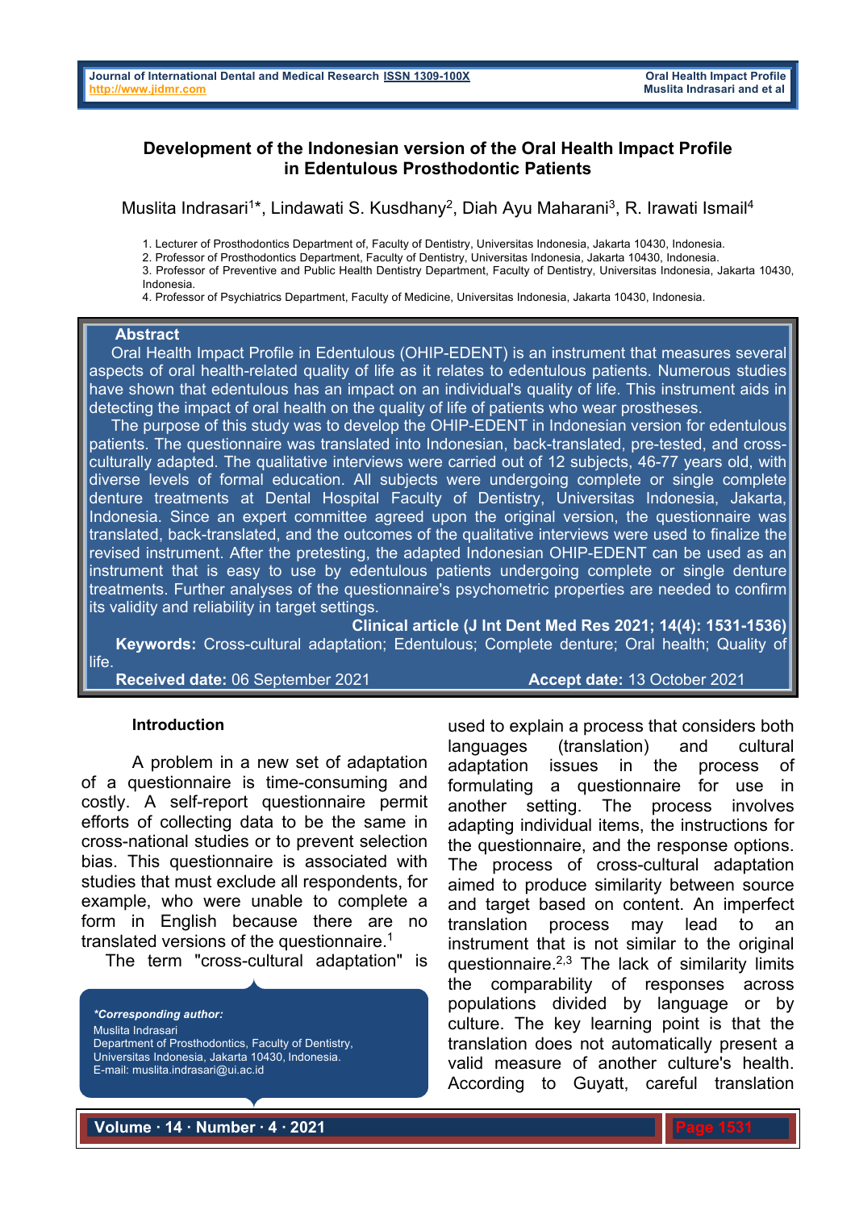# Development of the Indonesian version of the Oral Health Impact Profile in Edentulous Prosthodontic Patients

Muslita Indrasari[1]*, Lindawati S. Kusdhany[2], Diah Ayu Maharani[3], R. Irawati Ismail[4]

1. Lecturer of Prosthodontics Department of, Faculty of Dentistry, Universitas Indonesia, Jakarta 10430, Indonesia.
2. Professor of Prosthodontics Department, Faculty of Dentistry, Universitas Indonesia, Jakarta 10430, Indonesia.
3. Professor of Preventive and Public Health Dentistry Department, Faculty of Dentistry, Universitas Indonesia, Jakarta 10430, Indonesia.
4. Professor of Psychiatrics Department, Faculty of Medicine, Universitas Indonesia, Jakarta 10430, Indonesia.

## Abstract

Oral Health Impact Profile in Edentulous (OHIP-EDENT) is an instrument that measures several aspects of oral health-related quality of life as it relates to edentulous patients. Numerous studies have shown that edentulous has an impact on an individual's quality of life. This instrument aids in detecting the impact of oral health on the quality of life of patients who wear prostheses.

The purpose of this study was to develop the OHIP-EDENT in Indonesian version for edentulous patients. The questionnaire was translated into Indonesian, back-translated, pre-tested, and cross-culturally adapted. The qualitative interviews were carried out of 12 subjects, 46-77 years old, with diverse levels of formal education. All subjects were undergoing complete or single complete denture treatments at Dental Hospital Faculty of Dentistry, Universitas Indonesia, Jakarta, Indonesia. Since an expert committee agreed upon the original version, the questionnaire was translated, back-translated, and the outcomes of the qualitative interviews were used to finalize the revised instrument. After the pretesting, the adapted Indonesian OHIP-EDENT can be used as an instrument that is easy to use by edentulous patients undergoing complete or single denture treatments. Further analyses of the questionnaire's psychometric properties are needed to confirm its validity and reliability in target settings.

**Clinical article (J Int Dent Med Res 2021; 14(4): 1531-1536)**

**Keywords:** Cross-cultural adaptation; Edentulous; Complete denture; Oral health; Quality of life.

**Received date:** 06 September 2021 **Accept date:** 13 October 2021

## Introduction

A problem in a new set of adaptation of a questionnaire is time-consuming and costly. A self-report questionnaire permit efforts of collecting data to be the same in cross-national studies or to prevent selection bias. This questionnaire is associated with studies that must exclude all respondents, for example, who were unable to complete a form in English because there are no translated versions of the questionnaire.[1]

The term "cross-cultural adaptation" is used to explain a process that considers both languages (translation) and cultural adaptation issues in the process of formulating a questionnaire for use in another setting. The process involves adapting individual items, the instructions for the questionnaire, and the response options. The process of cross-cultural adaptation aimed to produce similarity between source and target based on content. An imperfect translation process may lead to an instrument that is not similar to the original questionnaire.[2,3] The lack of similarity limits the comparability of responses across populations divided by language or by culture. The key learning point is that the translation does not automatically present a valid measure of another culture's health. According to Guyatt, careful translation

***Corresponding author:***
Muslita Indrasari
Department of Prosthodontics, Faculty of Dentistry, Universitas Indonesia, Jakarta 10430, Indonesia.
E-mail: muslita.indrasari@ui.ac.id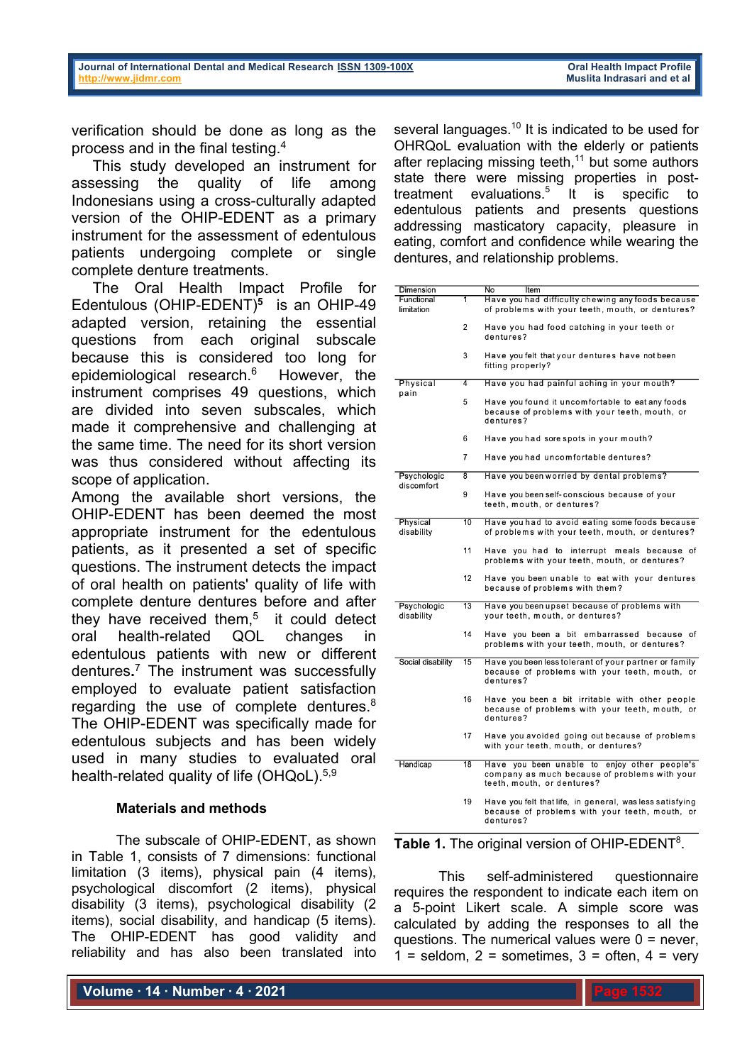verification should be done as long as the process and in the final testing.[4]

This study developed an instrument for assessing the quality of life among Indonesians using a cross-culturally adapted version of the OHIP-EDENT as a primary instrument for the assessment of edentulous patients undergoing complete or single complete denture treatments.

The Oral Health Impact Profile for Edentulous (OHIP-EDENT)**[5]** is an OHIP-49 adapted version, retaining the essential questions from each original subscale because this is considered too long for epidemiological research.[6] However, the instrument comprises 49 questions, which are divided into seven subscales, which made it comprehensive and challenging at the same time. The need for its short version was thus considered without affecting its scope of application.

Among the available short versions, the OHIP-EDENT has been deemed the most appropriate instrument for the edentulous patients, as it presented a set of specific questions. The instrument detects the impact of oral health on patients' quality of life with complete dentures before and after they have received them,[5] it could detect oral health-related QOL changes in edentulous patients with new or different dentures.[7] The instrument was successfully employed to evaluate patient satisfaction regarding the use of complete dentures.[8] The OHIP-EDENT was specifically made for edentulous subjects and has been widely used in many studies to evaluated oral health-related quality of life (OHQoL).[5,9]

### Materials and methods

The subscale of OHIP-EDENT, as shown in Table 1, consists of 7 dimensions: functional limitation (3 items), physical pain (4 items), psychological discomfort (2 items), physical disability (3 items), psychological disability (2 items), social disability, and handicap (5 items). The OHIP-EDENT has good validity and reliability and has also been translated into several languages.[10] It is indicated to be used for OHRQoL evaluation with the elderly or patients after replacing missing teeth,[11] but some authors state there were missing properties in post-treatment evaluations.[5] It is specific to edentulous patients and presents questions addressing masticatory capacity, pleasure in eating, comfort and confidence while wearing the dentures, and relationship problems.

| Dimension | No | Item |
|---|---|---|
| Functional limitation | 1 | Have you had difficulty chewing any foods because of problems with your teeth, mouth, or dentures? |
| | 2 | Have you had food catching in your teeth or dentures? |
| | 3 | Have you felt that your dentures have not been fitting properly? |
| Physical pain | 4 | Have you had painful aching in your mouth? |
| | 5 | Have you found it uncomfortable to eat any foods because of problems with your teeth, mouth, or dentures? |
| | 6 | Have you had sore spots in your mouth? |
| | 7 | Have you had uncomfortable dentures? |
| Psychologic discomfort | 8 | Have you been worried by dental problems? |
| | 9 | Have you been self-conscious because of your teeth, mouth, or dentures? |
| Physical disability | 10 | Have you had to avoid eating some foods because of problems with your teeth, mouth, or dentures? |
| | 11 | Have you had to interrupt meals because of problems with your teeth, mouth, or dentures? |
| | 12 | Have you been unable to eat with your dentures because of problems with them? |
| Psychologic disability | 13 | Have you been upset because of problems with your teeth, mouth, or dentures? |
| | 14 | Have you been a bit embarrassed because of problems with your teeth, mouth, or dentures? |
| Social disability | 15 | Have you been less tolerant of your partner or family because of problems with your teeth, mouth, or dentures? |
| | 16 | Have you been a bit irritable with other people because of problems with your teeth, mouth, or dentures? |
| | 17 | Have you avoided going out because of problems with your teeth, mouth, or dentures? |
| Handicap | 18 | Have you been unable to enjoy other people's company as much because of problems with your teeth, mouth, or dentures? |
| | 19 | Have you felt that life, in general, was less satisfying because of problems with your teeth, mouth, or dentures? |

**Table 1.** The original version of OHIP-EDENT[8].

This self-administered questionnaire requires the respondent to indicate each item on a 5-point Likert scale. A simple score was calculated by adding the responses to all the questions. The numerical values were 0 = never, 1 = seldom, 2 = sometimes, 3 = often, 4 = very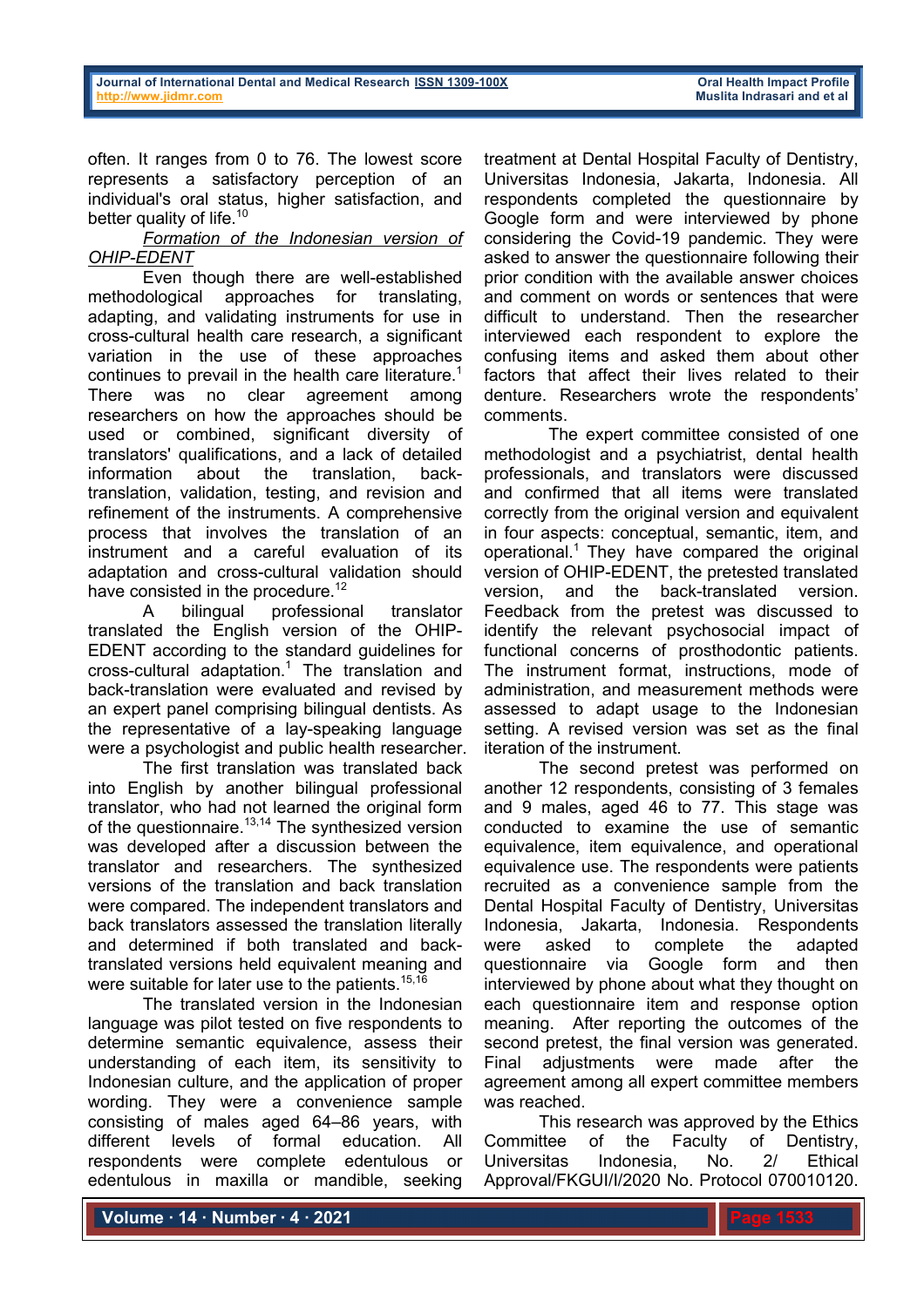often. It ranges from 0 to 76. The lowest score represents a satisfactory perception of an individual's oral status, higher satisfaction, and better quality of life.[10]

*Formation of the Indonesian version of OHIP-EDENT*

Even though there are well-established methodological approaches for translating, adapting, and validating instruments for use in cross-cultural health care research, a significant variation in the use of these approaches continues to prevail in the health care literature.[1] There was no clear agreement among researchers on how the approaches should be used or combined, significant diversity of translators' qualifications, and a lack of detailed information about the translation, back-translation, validation, testing, and revision and refinement of the instruments. A comprehensive process that involves the translation of an instrument and a careful evaluation of its adaptation and cross-cultural validation should have consisted in the procedure.[12]

A bilingual professional translator translated the English version of the OHIP-EDENT according to the standard guidelines for cross-cultural adaptation.[1] The translation and back-translation were evaluated and revised by an expert panel comprising bilingual dentists. As the representative of a lay-speaking language were a psychologist and public health researcher.

The first translation was translated back into English by another bilingual professional translator, who had not learned the original form of the questionnaire.[13,14] The synthesized version was developed after a discussion between the translator and researchers. The synthesized versions of the translation and back translation were compared. The independent translators and back translators assessed the translation literally and determined if both translated and back-translated versions held equivalent meaning and were suitable for later use to the patients.[15,16]

The translated version in the Indonesian language was pilot tested on five respondents to determine semantic equivalence, assess their understanding of each item, its sensitivity to Indonesian culture, and the application of proper wording. They were a convenience sample consisting of males aged 64–86 years, with different levels of formal education. All respondents were complete edentulous or edentulous in maxilla or mandible, seeking treatment at Dental Hospital Faculty of Dentistry, Universitas Indonesia, Jakarta, Indonesia. All respondents completed the questionnaire by Google form and were interviewed by phone considering the Covid-19 pandemic. They were asked to answer the questionnaire following their prior condition with the available answer choices and comment on words or sentences that were difficult to understand. Then the researcher interviewed each respondent to explore the confusing items and asked them about other factors that affect their lives related to their denture. Researchers wrote the respondents' comments.

The expert committee consisted of one methodologist and a psychiatrist, dental health professionals, and translators were discussed and confirmed that all items were translated correctly from the original version and equivalent in four aspects: conceptual, semantic, item, and operational.[1] They have compared the original version of OHIP-EDENT, the pretested translated version, and the back-translated version. Feedback from the pretest was discussed to identify the relevant psychosocial impact of functional concerns of prosthodontic patients. The instrument format, instructions, mode of administration, and measurement methods were assessed to adapt usage to the Indonesian setting. A revised version was set as the final iteration of the instrument.

The second pretest was performed on another 12 respondents, consisting of 3 females and 9 males, aged 46 to 77. This stage was conducted to examine the use of semantic equivalence, item equivalence, and operational equivalence use. The respondents were patients recruited as a convenience sample from the Dental Hospital Faculty of Dentistry, Universitas Indonesia, Jakarta, Indonesia. Respondents were asked to complete the adapted questionnaire via Google form and then interviewed by phone about what they thought on each questionnaire item and response option meaning. After reporting the outcomes of the second pretest, the final version was generated. Final adjustments were made after the agreement among all expert committee members was reached.

This research was approved by the Ethics Committee of the Faculty of Dentistry, Universitas Indonesia, No. 2/ Ethical Approval/FKGUI/I/2020 No. Protocol 070010120.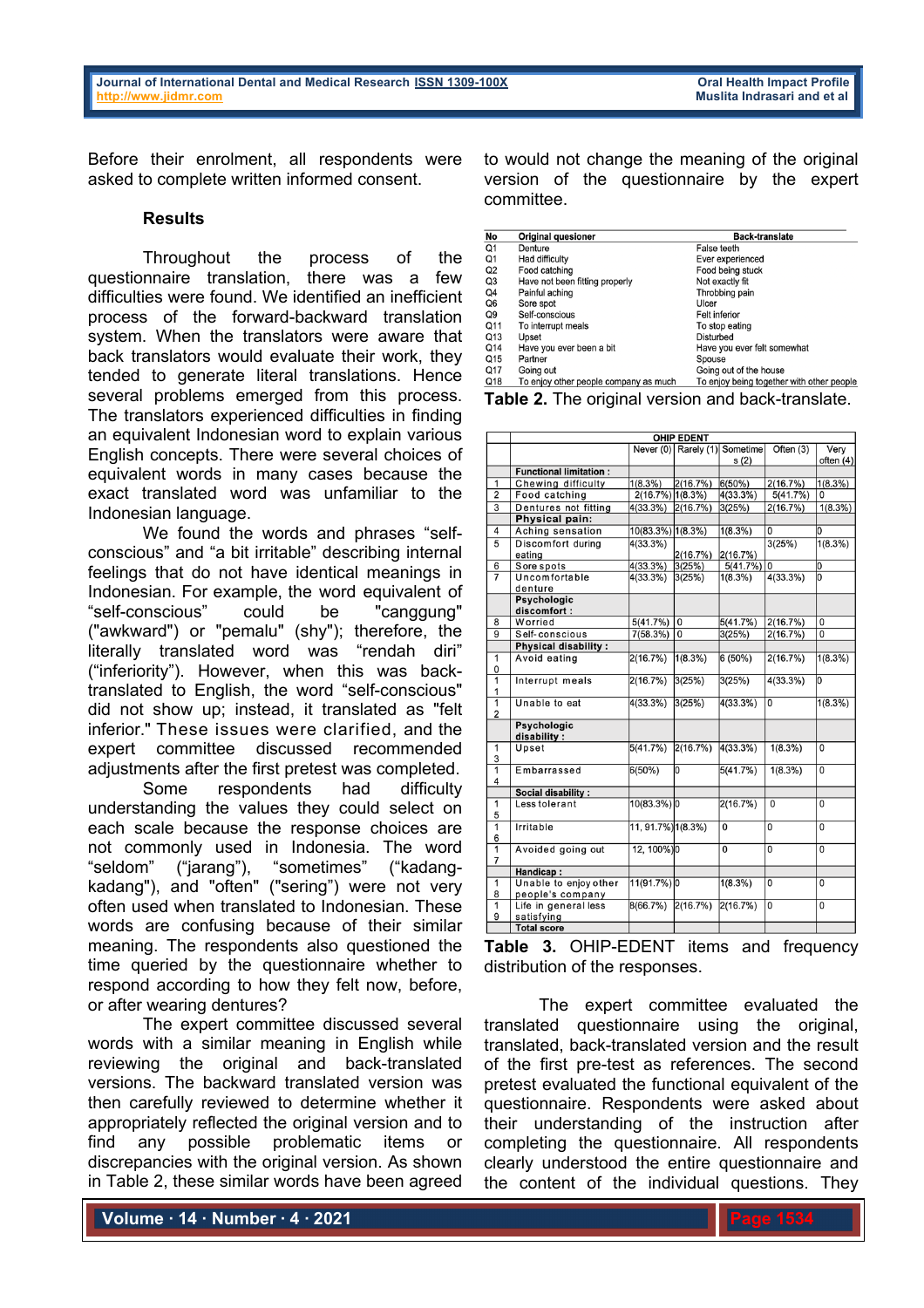Before their enrolment, all respondents were asked to complete written informed consent.

### Results

Throughout the process of the questionnaire translation, there was a few difficulties were found. We identified an inefficient process of the forward-backward translation system. When the translators were aware that back translators would evaluate their work, they tended to generate literal translations. Hence several problems emerged from this process. The translators experienced difficulties in finding an equivalent Indonesian word to explain various English concepts. There were several choices of equivalent words in many cases because the exact translated word was unfamiliar to the Indonesian language.

We found the words and phrases "self-conscious" and "a bit irritable" describing internal feelings that do not have identical meanings in Indonesian. For example, the word equivalent of "self-conscious" could be "canggung" ("awkward") or "pemalu" (shy"); therefore, the literally translated word was "rendah diri" ("inferiority"). However, when this was back-translated to English, the word "self-conscious" did not show up; instead, it translated as "felt inferior." These issues were clarified, and the expert committee discussed recommended adjustments after the first pretest was completed.

Some respondents had difficulty understanding the values they could select on each scale because the response choices are not commonly used in Indonesia. The word "seldom" ("jarang"), "sometimes" ("kadang-kadang"), and "often" ("sering") were not very often used when translated to Indonesian. These words are confusing because of their similar meaning. The respondents also questioned the time queried by the questionnaire whether to respond according to how they felt now, before, or after wearing dentures?

The expert committee discussed several words with a similar meaning in English while reviewing the original and back-translated versions. The backward translated version was then carefully reviewed to determine whether it appropriately reflected the original version and to find any possible problematic items or discrepancies with the original version. As shown in Table 2, these similar words have been agreed to would not change the meaning of the original version of the questionnaire by the expert committee.

| No | Original quesioner | Back-translate |
|---|---|---|
| Q1 | Denture | False teeth |
| Q1 | Had difficulty | Ever experienced |
| Q2 | Food catching | Food being stuck |
| Q3 | Have not been fitting properly | Not exactly fit |
| Q4 | Painful aching | Throbbing pain |
| Q6 | Sore spot | Ulcer |
| Q9 | Self-conscious | Felt inferior |
| Q11 | To interrupt meals | To stop eating |
| Q13 | Upset | Disturbed |
| Q14 | Have you ever been a bit | Have you ever felt somewhat |
| Q15 | Partner | Spouse |
| Q17 | Going out | Going out of the house |
| Q18 | To enjoy other people company as much | To enjoy being together with other people |

**Table 2.** The original version and back-translate.

| | OHIP EDENT | Never (0) | Rarely (1) | Sometimes (2) | Often (3) | Very often (4) |
|---|---|---|---|---|---|---|
| | **Functional limitation :** | | | | | |
| 1 | Chewing difficulty | 1(8.3%) | 2(16.7%) | 6(50%) | 2(16.7%) | 1(8.3%) |
| 2 | Food catching | 2(16.7%) | 1(8.3%) | 4(33.3%) | 5(41.7%) | 0 |
| 3 | Dentures not fitting | 4(33.3%) | 2(16.7%) | 3(25%) | 2(16.7%) | 1(8.3%) |
| | **Physical pain:** | | | | | |
| 4 | Aching sensation | 10(83.3%) | 1(8.3%) | 1(8.3%) | 0 | 0 |
| 5 | Discomfort during eating | 4(33.3%) | 2(16.7%) | 2(16.7%) | 3(25%) | 1(8.3%) |
| 6 | Sore spots | 4(33.3%) | 3(25%) | 5(41.7%) | 0 | 0 |
| 7 | Uncomfortable denture | 4(33.3%) | 3(25%) | 1(8.3%) | 4(33.3%) | 0 |
| | **Psychologic discomfort :** | | | | | |
| 8 | Worried | 5(41.7%) | 0 | 5(41.7%) | 2(16.7%) | 0 |
| 9 | Self-conscious | 7(58.3%) | 0 | 3(25%) | 2(16.7%) | 0 |
| | **Physical disability :** | | | | | |
| 10 | Avoid eating | 2(16.7%) | 1(8.3%) | 6 (50%) | 2(16.7%) | 1(8.3%) |
| 11 | Interrupt meals | 2(16.7%) | 3(25%) | 3(25%) | 4(33.3%) | 0 |
| 12 | Unable to eat | 4(33.3%) | 3(25%) | 4(33.3%) | 0 | 1(8.3%) |
| | **Psychologic disability :** | | | | | |
| 13 | Upset | 5(41.7%) | 2(16.7%) | 4(33.3%) | 1(8.3%) | 0 |
| 14 | Embarrassed | 6(50%) | 0 | 5(41.7%) | 1(8.3%) | 0 |
| | **Social disability :** | | | | | |
| 15 | Less tolerant | 10(83.3%) | 0 | 2(16.7%) | 0 | 0 |
| 16 | Irritable | 11, 91.7%) | 1(8.3%) | 0 | 0 | 0 |
| 17 | Avoided going out | 12, 100%) | 0 | 0 | 0 | 0 |
| | **Handicap :** | | | | | |
| 18 | Unable to enjoy other people's company | 11(91.7%) | 0 | 1(8.3%) | 0 | 0 |
| 19 | Life in general less satisfying | 8(66.7%) | 2(16.7%) | 2(16.7%) | 0 | 0 |
| | **Total score** | | | | | |

**Table 3.** OHIP-EDENT items and frequency distribution of the responses.

The expert committee evaluated the translated questionnaire using the original, translated, back-translated version and the result of the first pre-test as references. The second pretest evaluated the functional equivalent of the questionnaire. Respondents were asked about their understanding of the instruction after completing the questionnaire. All respondents clearly understood the entire questionnaire and the content of the individual questions. They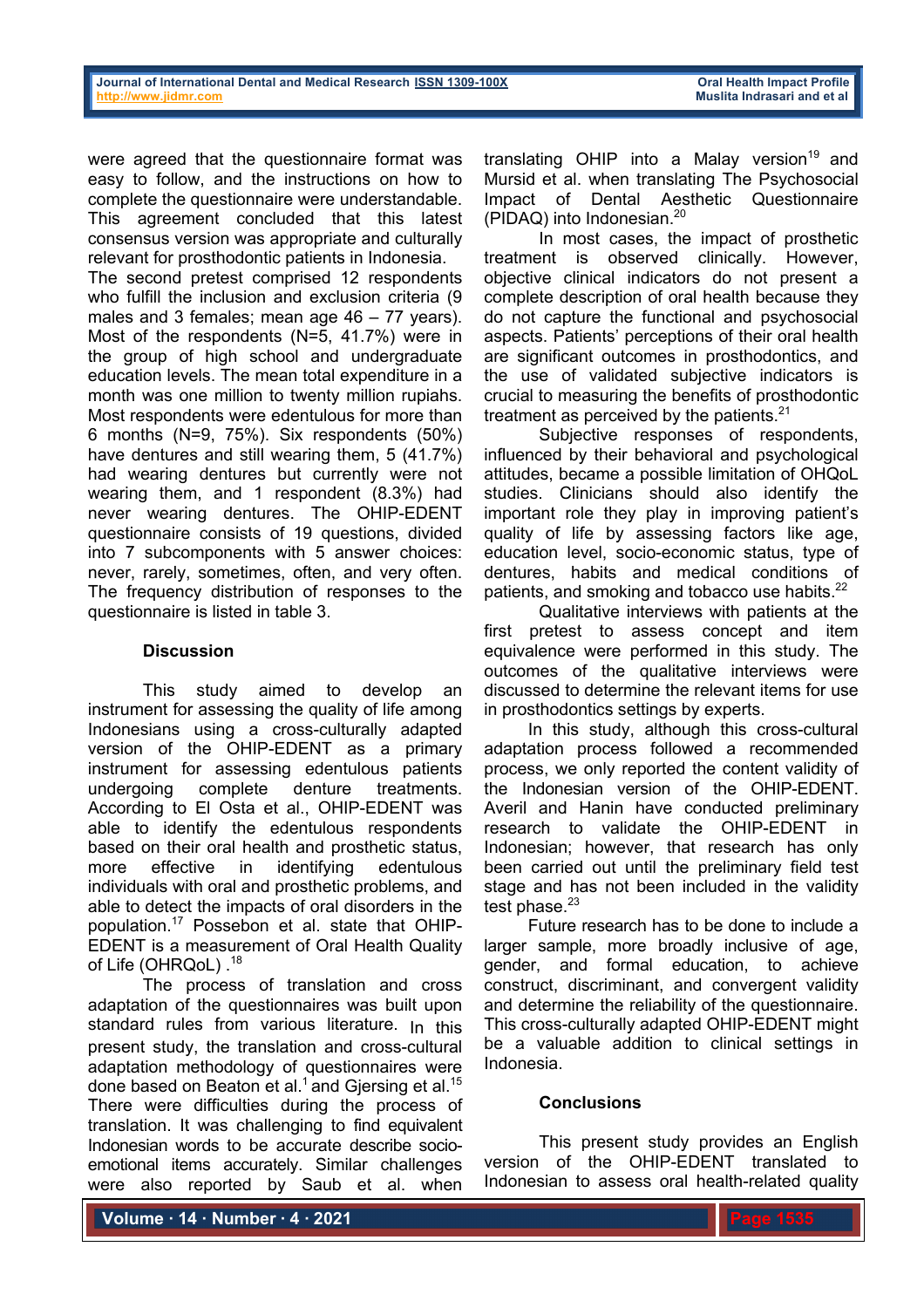were agreed that the questionnaire format was easy to follow, and the instructions on how to complete the questionnaire were understandable. This agreement concluded that this latest consensus version was appropriate and culturally relevant for prosthodontic patients in Indonesia.

The second pretest comprised 12 respondents who fulfill the inclusion and exclusion criteria (9 males and 3 females; mean age 46 – 77 years). Most of the respondents (N=5, 41.7%) were in the group of high school and undergraduate education levels. The mean total expenditure in a month was one million to twenty million rupiahs. Most respondents were edentulous for more than 6 months (N=9, 75%). Six respondents (50%) have dentures and still wearing them, 5 (41.7%) had wearing dentures but currently were not wearing them, and 1 respondent (8.3%) had never wearing dentures. The OHIP-EDENT questionnaire consists of 19 questions, divided into 7 subcomponents with 5 answer choices: never, rarely, sometimes, often, and very often. The frequency distribution of responses to the questionnaire is listed in table 3.

## Discussion

This study aimed to develop an instrument for assessing the quality of life among Indonesians using a cross-culturally adapted version of the OHIP-EDENT as a primary instrument for assessing edentulous patients undergoing complete denture treatments. According to El Osta et al., OHIP-EDENT was able to identify the edentulous respondents based on their oral health and prosthetic status, more effective in identifying edentulous individuals with oral and prosthetic problems, and able to detect the impacts of oral disorders in the population.[17] Possebon et al. state that OHIP-EDENT is a measurement of Oral Health Quality of Life (OHRQoL) .[18]

The process of translation and cross adaptation of the questionnaires was built upon standard rules from various literature. In this present study, the translation and cross-cultural adaptation methodology of questionnaires were done based on Beaton et al.[1] and Gjersing et al.[15] There were difficulties during the process of translation. It was challenging to find equivalent Indonesian words to be accurate describe socio-emotional items accurately. Similar challenges were also reported by Saub et al. when translating OHIP into a Malay version[19] and Mursid et al. when translating The Psychosocial Impact of Dental Aesthetic Questionnaire (PIDAQ) into Indonesian.[20]

In most cases, the impact of prosthetic treatment is observed clinically. However, objective clinical indicators do not present a complete description of oral health because they do not capture the functional and psychosocial aspects. Patients' perceptions of their oral health are significant outcomes in prosthodontics, and the use of validated subjective indicators is crucial to measuring the benefits of prosthodontic treatment as perceived by the patients.[21]

Subjective responses of respondents, influenced by their behavioral and psychological attitudes, became a possible limitation of OHQoL studies. Clinicians should also identify the important role they play in improving patient's quality of life by assessing factors like age, education level, socio-economic status, type of dentures, habits and medical conditions of patients, and smoking and tobacco use habits.[22]

Qualitative interviews with patients at the first pretest to assess concept and item equivalence were performed in this study. The outcomes of the qualitative interviews were discussed to determine the relevant items for use in prosthodontics settings by experts.

In this study, although this cross-cultural adaptation process followed a recommended process, we only reported the content validity of the Indonesian version of the OHIP-EDENT. Averil and Hanin have conducted preliminary research to validate the OHIP-EDENT in Indonesian; however, that research has only been carried out until the preliminary field test stage and has not been included in the validity test phase.[23]

Future research has to be done to include a larger sample, more broadly inclusive of age, gender, and formal education, to achieve construct, discriminant, and convergent validity and determine the reliability of the questionnaire. This cross-culturally adapted OHIP-EDENT might be a valuable addition to clinical settings in Indonesia.

## Conclusions

This present study provides an English version of the OHIP-EDENT translated to Indonesian to assess oral health-related quality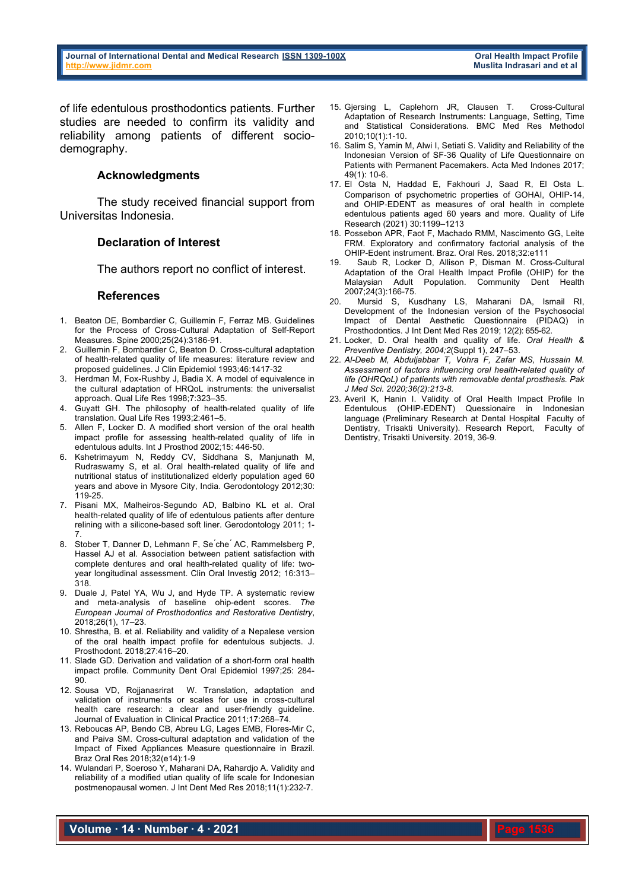of life edentulous prosthodontics patients. Further studies are needed to confirm its validity and reliability among patients of different socio-demography.

### Acknowledgments

The study received financial support from Universitas Indonesia.

### Declaration of Interest

The authors report no conflict of interest.

### References

1. Beaton DE, Bombardier C, Guillemin F, Ferraz MB. Guidelines for the Process of Cross-Cultural Adaptation of Self-Report Measures. Spine 2000;25(24):3186-91.
2. Guillemin F, Bombardier C, Beaton D. Cross-cultural adaptation of health-related quality of life measures: literature review and proposed guidelines. J Clin Epidemiol 1993;46:1417-32
3. Herdman M, Fox-Rushby J, Badia X. A model of equivalence in the cultural adaptation of HRQoL instruments: the universalist approach. Qual Life Res 1998;7:323–35.
4. Guyatt GH. The philosophy of health-related quality of life translation. Qual Life Res 1993;2:461–5.
5. Allen F, Locker D. A modified short version of the oral health impact profile for assessing health-related quality of life in edentulous adults. Int J Prosthod 2002;15: 446-50.
6. Kshetrimayum N, Reddy CV, Siddhana S, Manjunath M, Rudraswamy S, et al. Oral health-related quality of life and nutritional status of institutionalized elderly population aged 60 years and above in Mysore City, India. Gerodontology 2012;30: 119-25.
7. Pisani MX, Malheiros-Segundo AD, Balbino KL et al. Oral health-related quality of life of edentulous patients after denture relining with a silicone-based soft liner. Gerodontology 2011; 1-7.
8. Stober T, Danner D, Lehmann F, Se´che´ AC, Rammelsberg P, Hassel AJ et al. Association between patient satisfaction with complete dentures and oral health-related quality of life: two-year longitudinal assessment. Clin Oral Investig 2012; 16:313–318.
9. Duale J, Patel YA, Wu J, and Hyde TP. A systematic review and meta-analysis of baseline ohip-edent scores. *The European Journal of Prosthodontics and Restorative Dentistry*, 2018;26(1), 17–23.
10. Shrestha, B. et al. Reliability and validity of a Nepalese version of the oral health impact profile for edentulous subjects. J. Prosthodont. 2018;27:416–20.
11. Slade GD. Derivation and validation of a short-form oral health impact profile. Community Dent Oral Epidemiol 1997;25: 284-90.
12. Sousa VD, Rojjanasrirat W. Translation, adaptation and validation of instruments or scales for use in cross-cultural health care research: a clear and user-friendly guideline. Journal of Evaluation in Clinical Practice 2011;17:268–74.
13. Reboucas AP, Bendo CB, Abreu LG, Lages EMB, Flores-Mir C, and Paiva SM. Cross-cultural adaptation and validation of the Impact of Fixed Appliances Measure questionnaire in Brazil. Braz Oral Res 2018;32(e14):1-9
14. Wulandari P, Soeroso Y, Maharani DA, Rahardjo A. Validity and reliability of a modified utian quality of life scale for Indonesian postmenopausal women. J Int Dent Med Res 2018;11(1):232-7.
15. Gjersing L, Caplehorn JR, Clausen T. Cross-Cultural Adaptation of Research Instruments: Language, Setting, Time and Statistical Considerations. BMC Med Res Methodol 2010;10(1):1-10.
16. Salim S, Yamin M, Alwi I, Setiati S. Validity and Reliability of the Indonesian Version of SF-36 Quality of Life Questionnaire on Patients with Permanent Pacemakers. Acta Med Indones 2017; 49(1): 10-6.
17. El Osta N, Haddad E, Fakhouri J, Saad R, El Osta L. Comparison of psychometric properties of GOHAI, OHIP-14, and OHIP-EDENT as measures of oral health in complete edentulous patients aged 60 years and more. Quality of Life Research (2021) 30:1199–1213
18. Possebon APR, Faot F, Machado RMM, Nascimento GG, Leite FRM. Exploratory and confirmatory factorial analysis of the OHIP-Edent instrument. Braz. Oral Res. 2018;32:e111
19. Saub R, Locker D, Allison P, Disman M. Cross-Cultural Adaptation of the Oral Health Impact Profile (OHIP) for the Malaysian Adult Population. Community Dent Health 2007;24(3):166-75.
20. Mursid S, Kusdhany LS, Maharani DA, Ismail RI, Development of the Indonesian version of the Psychosocial Impact of Dental Aesthetic Questionnaire (PIDAQ) in Prosthodontics. J Int Dent Med Res 2019; 12(2): 655-62.
21. Locker, D. Oral health and quality of life. *Oral Health & Preventive Dentistry, 2004;2*(Suppl 1), 247–53.
22. *Al-Deeb M, Abduljabbar T, Vohra F, Zafar MS, Hussain M. Assessment of factors influencing oral health-related quality of life (OHRQoL) of patients with removable dental prosthesis. Pak J Med Sci. 2020;36(2):213-8.*
23. Averil K, Hanin I. Validity of Oral Health Impact Profile In Edentulous (OHIP-EDENT) Questionaire in Indonesian language (Preliminary Research at Dental Hospital Faculty of Dentistry, Trisakti University). Research Report, Faculty of Dentistry, Trisakti University. 2019, 36-9.